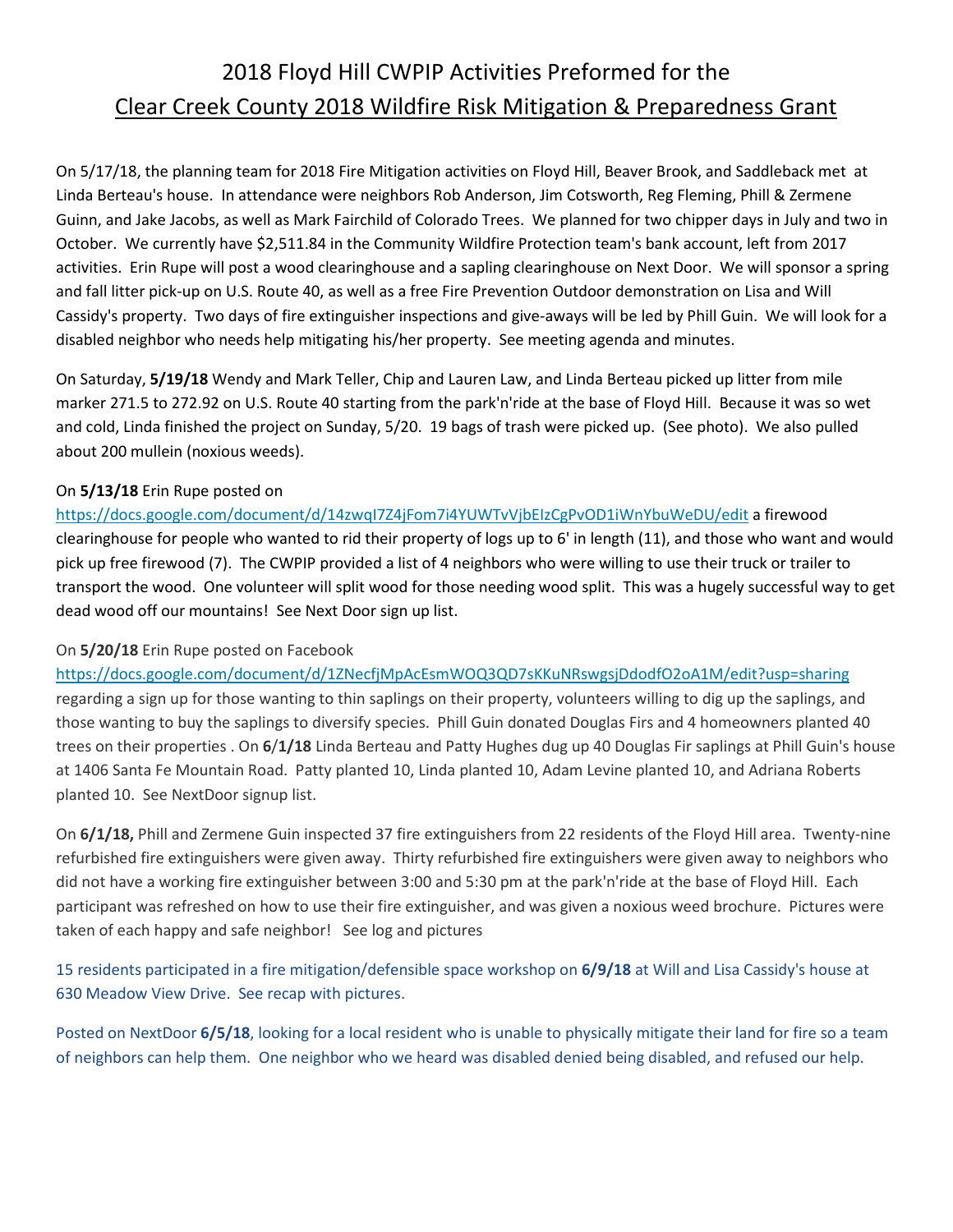# 2018 Floyd Hill CWPIP Activities Preformed for the

## Clear Creek County 2018 Wildfire Risk Mitigation & Preparedness Grant

On 5/17/18, the planning team for 2018 Fire Mitigation activities on Floyd Hill, Beaver Brook, and Saddleback met at Linda Berteau's house. In attendance were neighbors Rob Anderson, Jim Cotsworth, Reg Fleming, Phill & Zermene Guinn, and Jake Jacobs, as well as Mark Fairchild of Colorado Trees. We planned for two chipper days in July and two in October. We currently have $2,511.84 in the Community Wildfire Protection team's bank account, left from 2017 activities. Erin Rupe will post a wood clearinghouse and a sapling clearinghouse on Next Door. We will sponsor a spring and fall litter pick-up on U.S. Route 40, as well as a free Fire Prevention Outdoor demonstration on Lisa and Will Cassidy's property. Two days of fire extinguisher inspections and give-aways will be led by Phill Guin. We will look for a disabled neighbor who needs help mitigating his/her property. See meeting agenda and minutes.

On Saturday, **5/19/18** Wendy and Mark Teller, Chip and Lauren Law, and Linda Berteau picked up litter from mile marker 271.5 to 272.92 on U.S. Route 40 starting from the park'n'ride at the base of Floyd Hill. Because it was so wet and cold, Linda finished the project on Sunday, 5/20. 19 bags of trash were picked up. (See photo). We also pulled about 200 mullein (noxious weeds).

On **5/13/18** Erin Rupe posted on https://docs.google.com/document/d/14zwqI7Z4jFom7i4YUWTvVjbEIzCgPvOD1iWnYbuWeDU/edit a firewood clearinghouse for people who wanted to rid their property of logs up to 6' in length (11), and those who want and would pick up free firewood (7). The CWPIP provided a list of 4 neighbors who were willing to use their truck or trailer to transport the wood. One volunteer will split wood for those needing wood split. This was a hugely successful way to get dead wood off our mountains! See Next Door sign up list.

On **5/20/18** Erin Rupe posted on Facebook https://docs.google.com/document/d/1ZNecfjMpAcEsmWOQ3QD7sKKuNRswgsjDdodfO2oA1M/edit?usp=sharing regarding a sign up for those wanting to thin saplings on their property, volunteers willing to dig up the saplings, and those wanting to buy the saplings to diversify species. Phill Guin donated Douglas Firs and 4 homeowners planted 40 trees on their properties . On **6/1/18** Linda Berteau and Patty Hughes dug up 40 Douglas Fir saplings at Phill Guin's house at 1406 Santa Fe Mountain Road. Patty planted 10, Linda planted 10, Adam Levine planted 10, and Adriana Roberts planted 10. See NextDoor signup list.

On **6/1/18,** Phill and Zermene Guin inspected 37 fire extinguishers from 22 residents of the Floyd Hill area. Twenty-nine refurbished fire extinguishers were given away. Thirty refurbished fire extinguishers were given away to neighbors who did not have a working fire extinguisher between 3:00 and 5:30 pm at the park'n'ride at the base of Floyd Hill. Each participant was refreshed on how to use their fire extinguisher, and was given a noxious weed brochure. Pictures were taken of each happy and safe neighbor! See log and pictures

15 residents participated in a fire mitigation/defensible space workshop on **6/9/18** at Will and Lisa Cassidy's house at 630 Meadow View Drive. See recap with pictures.

Posted on NextDoor **6/5/18**, looking for a local resident who is unable to physically mitigate their land for fire so a team of neighbors can help them. One neighbor who we heard was disabled denied being disabled, and refused our help.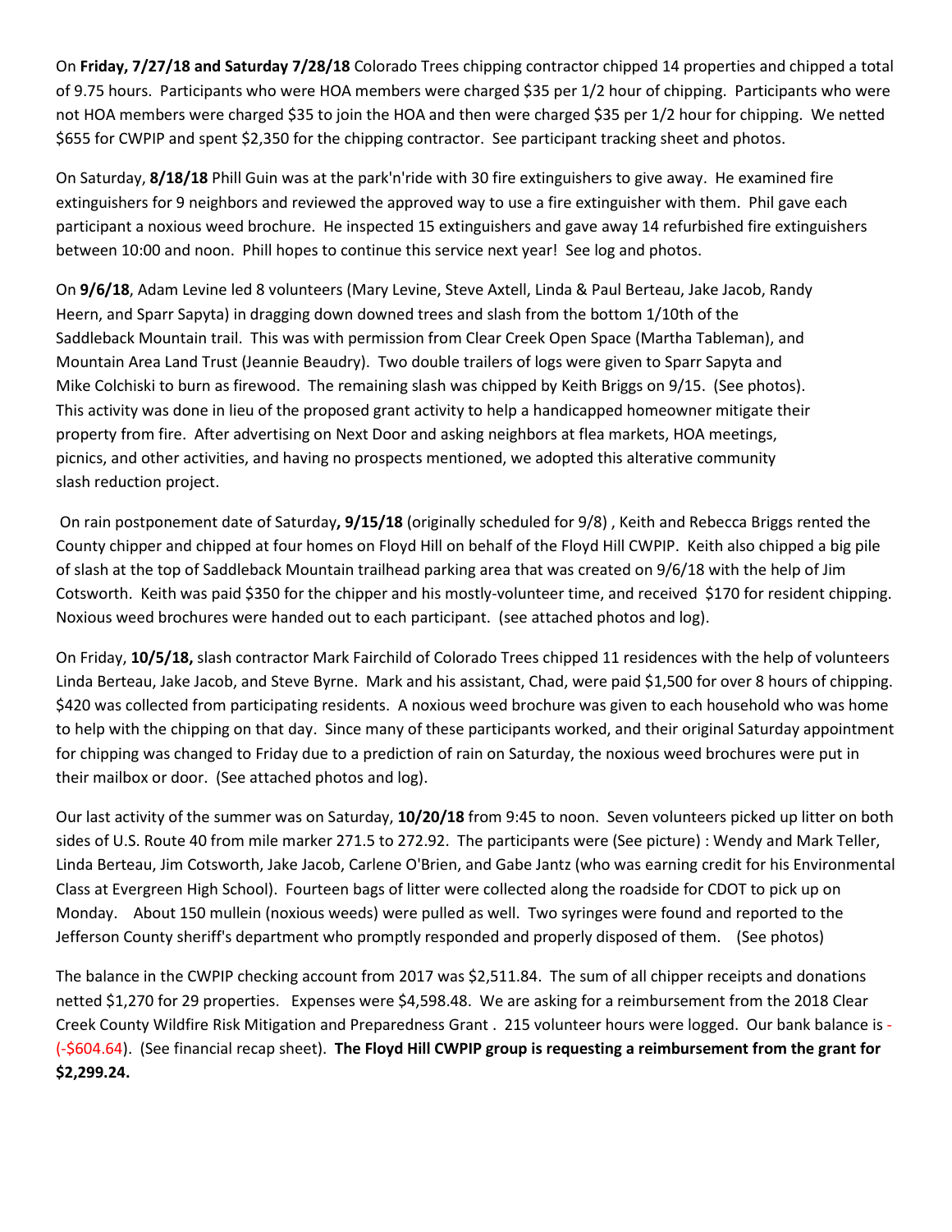On **Friday, 7/27/18 and Saturday 7/28/18** Colorado Trees chipping contractor chipped 14 properties and chipped a total of 9.75 hours. Participants who were HOA members were charged $35 per 1/2 hour of chipping. Participants who were not HOA members were charged $35 to join the HOA and then were charged $35 per 1/2 hour for chipping. We netted $655 for CWPIP and spent $2,350 for the chipping contractor. See participant tracking sheet and photos.

On Saturday, **8/18/18** Phill Guin was at the park'n'ride with 30 fire extinguishers to give away. He examined fire extinguishers for 9 neighbors and reviewed the approved way to use a fire extinguisher with them. Phil gave each participant a noxious weed brochure. He inspected 15 extinguishers and gave away 14 refurbished fire extinguishers between 10:00 and noon. Phill hopes to continue this service next year! See log and photos.

On **9/6/18**, Adam Levine led 8 volunteers (Mary Levine, Steve Axtell, Linda & Paul Berteau, Jake Jacob, Randy Heern, and Sparr Sapyta) in dragging down downed trees and slash from the bottom 1/10th of the Saddleback Mountain trail. This was with permission from Clear Creek Open Space (Martha Tableman), and Mountain Area Land Trust (Jeannie Beaudry). Two double trailers of logs were given to Sparr Sapyta and Mike Colchiski to burn as firewood. The remaining slash was chipped by Keith Briggs on 9/15. (See photos). This activity was done in lieu of the proposed grant activity to help a handicapped homeowner mitigate their property from fire. After advertising on Next Door and asking neighbors at flea markets, HOA meetings, picnics, and other activities, and having no prospects mentioned, we adopted this alterative community slash reduction project.

On rain postponement date of Saturday**, 9/15/18** (originally scheduled for 9/8) , Keith and Rebecca Briggs rented the County chipper and chipped at four homes on Floyd Hill on behalf of the Floyd Hill CWPIP. Keith also chipped a big pile of slash at the top of Saddleback Mountain trailhead parking area that was created on 9/6/18 with the help of Jim Cotsworth. Keith was paid $350 for the chipper and his mostly-volunteer time, and received $170 for resident chipping. Noxious weed brochures were handed out to each participant. (see attached photos and log).

On Friday, **10/5/18,** slash contractor Mark Fairchild of Colorado Trees chipped 11 residences with the help of volunteers Linda Berteau, Jake Jacob, and Steve Byrne. Mark and his assistant, Chad, were paid $1,500 for over 8 hours of chipping. $420 was collected from participating residents. A noxious weed brochure was given to each household who was home to help with the chipping on that day. Since many of these participants worked, and their original Saturday appointment for chipping was changed to Friday due to a prediction of rain on Saturday, the noxious weed brochures were put in their mailbox or door. (See attached photos and log).

Our last activity of the summer was on Saturday, **10/20/18** from 9:45 to noon. Seven volunteers picked up litter on both sides of U.S. Route 40 from mile marker 271.5 to 272.92. The participants were (See picture) : Wendy and Mark Teller, Linda Berteau, Jim Cotsworth, Jake Jacob, Carlene O'Brien, and Gabe Jantz (who was earning credit for his Environmental Class at Evergreen High School). Fourteen bags of litter were collected along the roadside for CDOT to pick up on Monday. About 150 mullein (noxious weeds) were pulled as well. Two syringes were found and reported to the Jefferson County sheriff's department who promptly responded and properly disposed of them. (See photos)

The balance in the CWPIP checking account from 2017 was $2,511.84. The sum of all chipper receipts and donations netted $1,270 for 29 properties. Expenses were $4,598.48. We are asking for a reimbursement from the 2018 Clear Creek County Wildfire Risk Mitigation and Preparedness Grant . 215 volunteer hours were logged. Our bank balance is - (-$604.64). (See financial recap sheet). **The Floyd Hill CWPIP group is requesting a reimbursement from the grant for $2,299.24.**